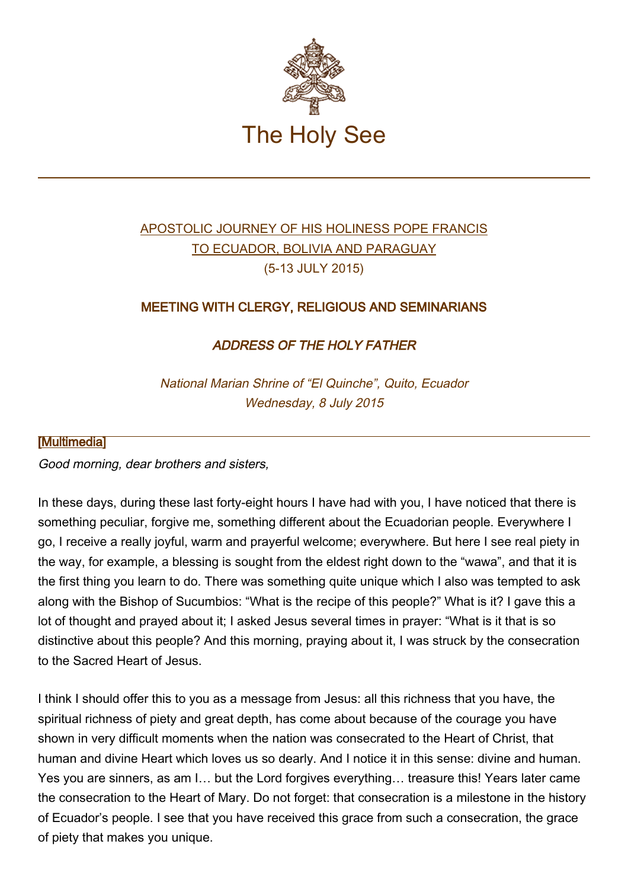The Holy See

[APOSTOLIC JOURNEY OF HIS HOLINESS POPE FRANCIS TO ECUADOR, BOLIVIA AND PARAGUAY](#)
(5-13 JULY 2015)

## MEETING WITH CLERGY, RELIGIOUS AND SEMINARIANS

### *ADDRESS OF THE HOLY FATHER*

*National Marian Shrine of "El Quinche", Quito, Ecuador*
*Wednesday, 8 July 2015*

[Multimedia]

*Good morning, dear brothers and sisters,*

In these days, during these last forty-eight hours I have had with you, I have noticed that there is something peculiar, forgive me, something different about the Ecuadorian people. Everywhere I go, I receive a really joyful, warm and prayerful welcome; everywhere. But here I see real piety in the way, for example, a blessing is sought from the eldest right down to the "wawa", and that it is the first thing you learn to do. There was something quite unique which I also was tempted to ask along with the Bishop of Sucumbios: "What is the recipe of this people?" What is it? I gave this a lot of thought and prayed about it; I asked Jesus several times in prayer: "What is it that is so distinctive about this people? And this morning, praying about it, I was struck by the consecration to the Sacred Heart of Jesus.

I think I should offer this to you as a message from Jesus: all this richness that you have, the spiritual richness of piety and great depth, has come about because of the courage you have shown in very difficult moments when the nation was consecrated to the Heart of Christ, that human and divine Heart which loves us so dearly. And I notice it in this sense: divine and human. Yes you are sinners, as am I… but the Lord forgives everything… treasure this! Years later came the consecration to the Heart of Mary. Do not forget: that consecration is a milestone in the history of Ecuador's people. I see that you have received this grace from such a consecration, the grace of piety that makes you unique.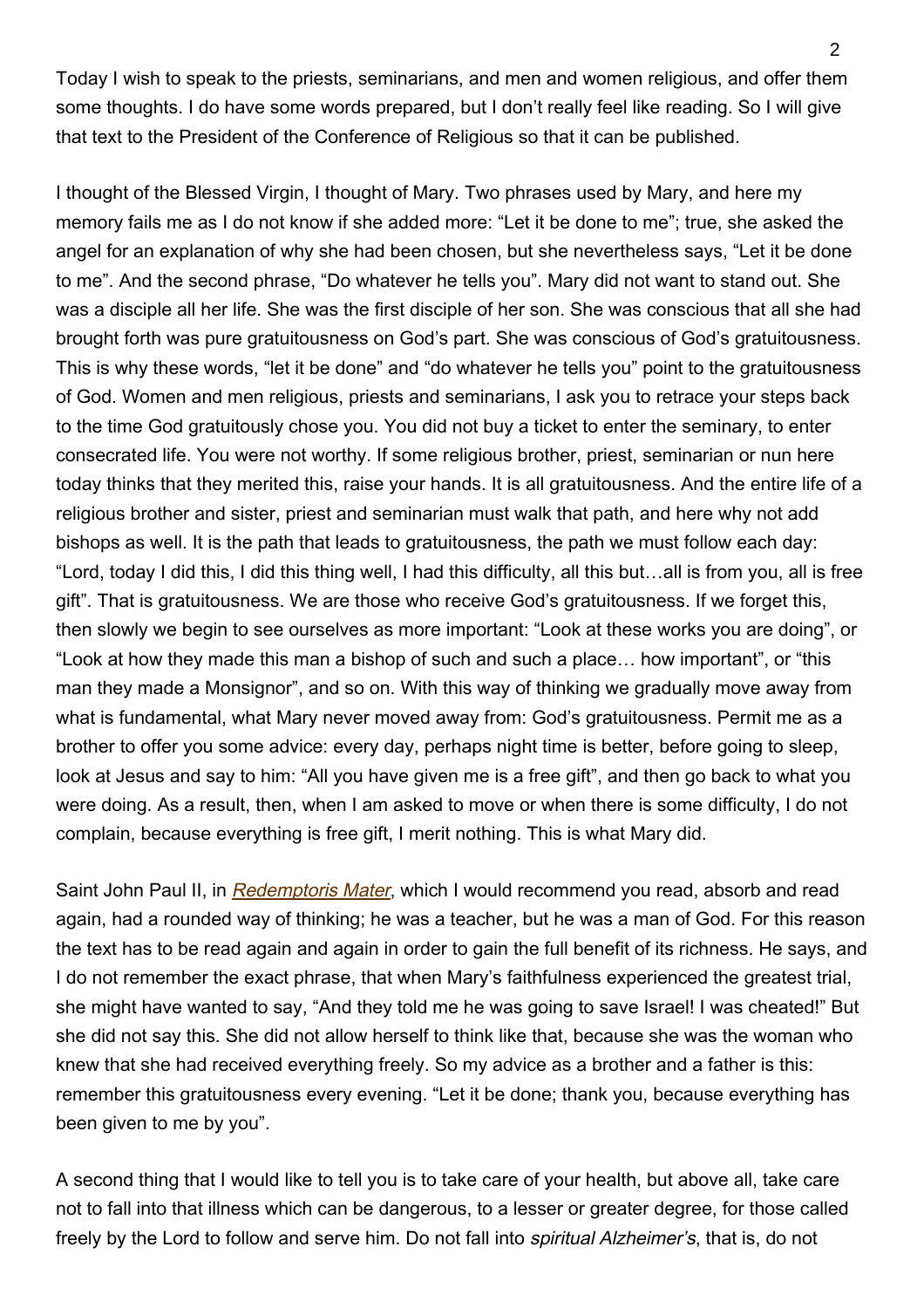Today I wish to speak to the priests, seminarians, and men and women religious, and offer them some thoughts. I do have some words prepared, but I don't really feel like reading. So I will give that text to the President of the Conference of Religious so that it can be published.

I thought of the Blessed Virgin, I thought of Mary. Two phrases used by Mary, and here my memory fails me as I do not know if she added more: "Let it be done to me"; true, she asked the angel for an explanation of why she had been chosen, but she nevertheless says, "Let it be done to me". And the second phrase, "Do whatever he tells you". Mary did not want to stand out. She was a disciple all her life. She was the first disciple of her son. She was conscious that all she had brought forth was pure gratuitousness on God's part. She was conscious of God's gratuitousness. This is why these words, "let it be done" and "do whatever he tells you" point to the gratuitousness of God. Women and men religious, priests and seminarians, I ask you to retrace your steps back to the time God gratuitously chose you. You did not buy a ticket to enter the seminary, to enter consecrated life. You were not worthy. If some religious brother, priest, seminarian or nun here today thinks that they merited this, raise your hands. It is all gratuitousness. And the entire life of a religious brother and sister, priest and seminarian must walk that path, and here why not add bishops as well. It is the path that leads to gratuitousness, the path we must follow each day: "Lord, today I did this, I did this thing well, I had this difficulty, all this but…all is from you, all is free gift". That is gratuitousness. We are those who receive God's gratuitousness. If we forget this, then slowly we begin to see ourselves as more important: "Look at these works you are doing", or "Look at how they made this man a bishop of such and such a place… how important", or "this man they made a Monsignor", and so on. With this way of thinking we gradually move away from what is fundamental, what Mary never moved away from: God's gratuitousness. Permit me as a brother to offer you some advice: every day, perhaps night time is better, before going to sleep, look at Jesus and say to him: "All you have given me is a free gift", and then go back to what you were doing. As a result, then, when I am asked to move or when there is some difficulty, I do not complain, because everything is free gift, I merit nothing. This is what Mary did.

Saint John Paul II, in [Redemptoris Mater](), which I would recommend you read, absorb and read again, had a rounded way of thinking; he was a teacher, but he was a man of God. For this reason the text has to be read again and again in order to gain the full benefit of its richness. He says, and I do not remember the exact phrase, that when Mary's faithfulness experienced the greatest trial, she might have wanted to say, "And they told me he was going to save Israel! I was cheated!" But she did not say this. She did not allow herself to think like that, because she was the woman who knew that she had received everything freely. So my advice as a brother and a father is this: remember this gratuitousness every evening. "Let it be done; thank you, because everything has been given to me by you".

A second thing that I would like to tell you is to take care of your health, but above all, take care not to fall into that illness which can be dangerous, to a lesser or greater degree, for those called freely by the Lord to follow and serve him. Do not fall into *spiritual Alzheimer's*, that is, do not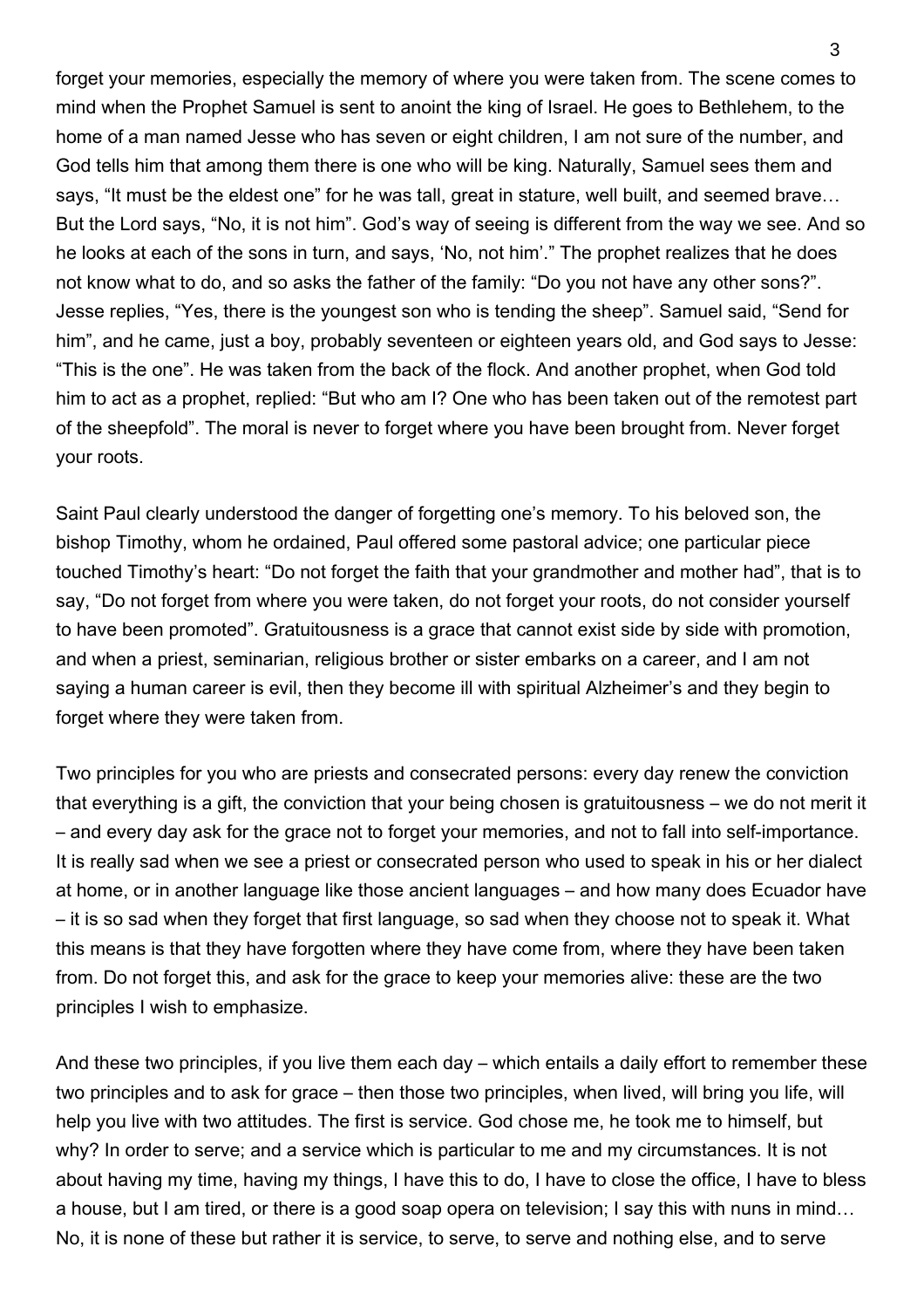forget your memories, especially the memory of where you were taken from. The scene comes to mind when the Prophet Samuel is sent to anoint the king of Israel. He goes to Bethlehem, to the home of a man named Jesse who has seven or eight children, I am not sure of the number, and God tells him that among them there is one who will be king. Naturally, Samuel sees them and says, "It must be the eldest one" for he was tall, great in stature, well built, and seemed brave… But the Lord says, "No, it is not him". God's way of seeing is different from the way we see. And so he looks at each of the sons in turn, and says, 'No, not him'." The prophet realizes that he does not know what to do, and so asks the father of the family: "Do you not have any other sons?". Jesse replies, "Yes, there is the youngest son who is tending the sheep". Samuel said, "Send for him", and he came, just a boy, probably seventeen or eighteen years old, and God says to Jesse: "This is the one". He was taken from the back of the flock. And another prophet, when God told him to act as a prophet, replied: "But who am I? One who has been taken out of the remotest part of the sheepfold". The moral is never to forget where you have been brought from. Never forget your roots.

Saint Paul clearly understood the danger of forgetting one's memory. To his beloved son, the bishop Timothy, whom he ordained, Paul offered some pastoral advice; one particular piece touched Timothy's heart: "Do not forget the faith that your grandmother and mother had", that is to say, "Do not forget from where you were taken, do not forget your roots, do not consider yourself to have been promoted". Gratuitousness is a grace that cannot exist side by side with promotion, and when a priest, seminarian, religious brother or sister embarks on a career, and I am not saying a human career is evil, then they become ill with spiritual Alzheimer's and they begin to forget where they were taken from.

Two principles for you who are priests and consecrated persons: every day renew the conviction that everything is a gift, the conviction that your being chosen is gratuitousness – we do not merit it – and every day ask for the grace not to forget your memories, and not to fall into self-importance. It is really sad when we see a priest or consecrated person who used to speak in his or her dialect at home, or in another language like those ancient languages – and how many does Ecuador have – it is so sad when they forget that first language, so sad when they choose not to speak it. What this means is that they have forgotten where they have come from, where they have been taken from. Do not forget this, and ask for the grace to keep your memories alive: these are the two principles I wish to emphasize.

And these two principles, if you live them each day – which entails a daily effort to remember these two principles and to ask for grace – then those two principles, when lived, will bring you life, will help you live with two attitudes. The first is service. God chose me, he took me to himself, but why? In order to serve; and a service which is particular to me and my circumstances. It is not about having my time, having my things, I have this to do, I have to close the office, I have to bless a house, but I am tired, or there is a good soap opera on television; I say this with nuns in mind… No, it is none of these but rather it is service, to serve, to serve and nothing else, and to serve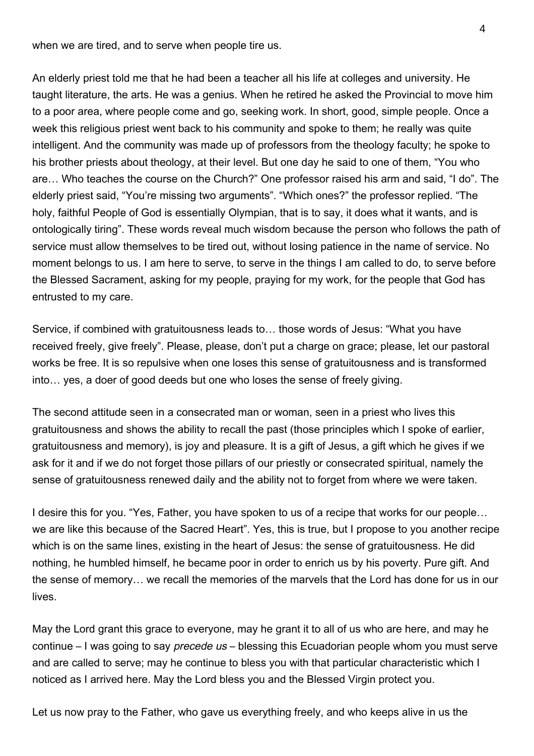when we are tired, and to serve when people tire us.

An elderly priest told me that he had been a teacher all his life at colleges and university. He taught literature, the arts. He was a genius. When he retired he asked the Provincial to move him to a poor area, where people come and go, seeking work. In short, good, simple people. Once a week this religious priest went back to his community and spoke to them; he really was quite intelligent. And the community was made up of professors from the theology faculty; he spoke to his brother priests about theology, at their level. But one day he said to one of them, "You who are… Who teaches the course on the Church?" One professor raised his arm and said, "I do". The elderly priest said, "You're missing two arguments". "Which ones?" the professor replied. "The holy, faithful People of God is essentially Olympian, that is to say, it does what it wants, and is ontologically tiring". These words reveal much wisdom because the person who follows the path of service must allow themselves to be tired out, without losing patience in the name of service. No moment belongs to us. I am here to serve, to serve in the things I am called to do, to serve before the Blessed Sacrament, asking for my people, praying for my work, for the people that God has entrusted to my care.

Service, if combined with gratuitousness leads to… those words of Jesus: "What you have received freely, give freely". Please, please, don't put a charge on grace; please, let our pastoral works be free. It is so repulsive when one loses this sense of gratuitousness and is transformed into… yes, a doer of good deeds but one who loses the sense of freely giving.

The second attitude seen in a consecrated man or woman, seen in a priest who lives this gratuitousness and shows the ability to recall the past (those principles which I spoke of earlier, gratuitousness and memory), is joy and pleasure. It is a gift of Jesus, a gift which he gives if we ask for it and if we do not forget those pillars of our priestly or consecrated spiritual, namely the sense of gratuitousness renewed daily and the ability not to forget from where we were taken.

I desire this for you. "Yes, Father, you have spoken to us of a recipe that works for our people… we are like this because of the Sacred Heart". Yes, this is true, but I propose to you another recipe which is on the same lines, existing in the heart of Jesus: the sense of gratuitousness. He did nothing, he humbled himself, he became poor in order to enrich us by his poverty. Pure gift. And the sense of memory… we recall the memories of the marvels that the Lord has done for us in our lives.

May the Lord grant this grace to everyone, may he grant it to all of us who are here, and may he continue – I was going to say *precede us* – blessing this Ecuadorian people whom you must serve and are called to serve; may he continue to bless you with that particular characteristic which I noticed as I arrived here. May the Lord bless you and the Blessed Virgin protect you.

Let us now pray to the Father, who gave us everything freely, and who keeps alive in us the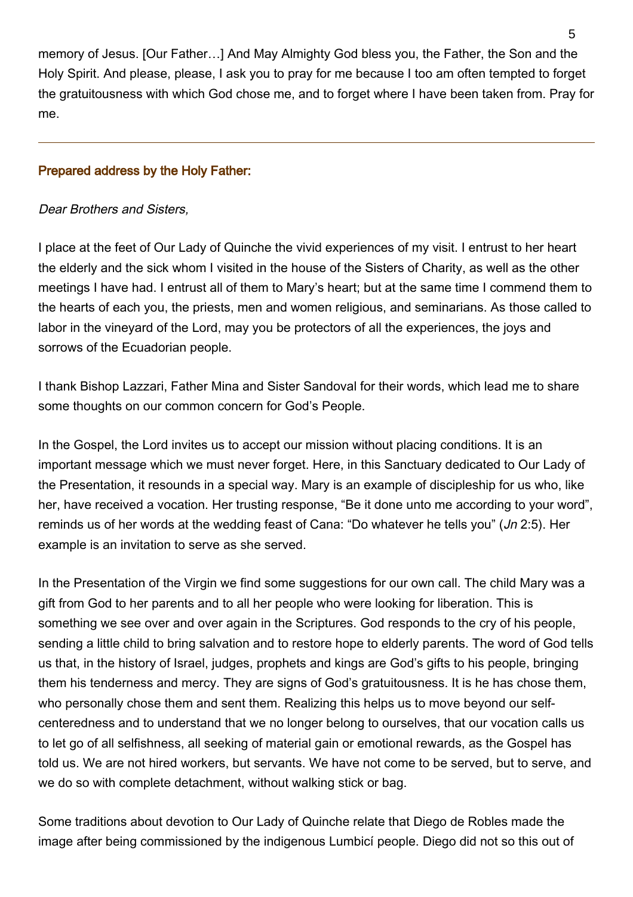memory of Jesus. [Our Father…] And May Almighty God bless you, the Father, the Son and the Holy Spirit. And please, please, I ask you to pray for me because I too am often tempted to forget the gratuitousness with which God chose me, and to forget where I have been taken from. Pray for me.

---

**Prepared address by the Holy Father:**

*Dear Brothers and Sisters,*

I place at the feet of Our Lady of Quinche the vivid experiences of my visit. I entrust to her heart the elderly and the sick whom I visited in the house of the Sisters of Charity, as well as the other meetings I have had. I entrust all of them to Mary's heart; but at the same time I commend them to the hearts of each you, the priests, men and women religious, and seminarians. As those called to labor in the vineyard of the Lord, may you be protectors of all the experiences, the joys and sorrows of the Ecuadorian people.

I thank Bishop Lazzari, Father Mina and Sister Sandoval for their words, which lead me to share some thoughts on our common concern for God's People.

In the Gospel, the Lord invites us to accept our mission without placing conditions. It is an important message which we must never forget. Here, in this Sanctuary dedicated to Our Lady of the Presentation, it resounds in a special way. Mary is an example of discipleship for us who, like her, have received a vocation. Her trusting response, "Be it done unto me according to your word", reminds us of her words at the wedding feast of Cana: "Do whatever he tells you" (*Jn* 2:5). Her example is an invitation to serve as she served.

In the Presentation of the Virgin we find some suggestions for our own call. The child Mary was a gift from God to her parents and to all her people who were looking for liberation. This is something we see over and over again in the Scriptures. God responds to the cry of his people, sending a little child to bring salvation and to restore hope to elderly parents. The word of God tells us that, in the history of Israel, judges, prophets and kings are God's gifts to his people, bringing them his tenderness and mercy. They are signs of God's gratuitousness. It is he has chose them, who personally chose them and sent them. Realizing this helps us to move beyond our self-centeredness and to understand that we no longer belong to ourselves, that our vocation calls us to let go of all selfishness, all seeking of material gain or emotional rewards, as the Gospel has told us. We are not hired workers, but servants. We have not come to be served, but to serve, and we do so with complete detachment, without walking stick or bag.

Some traditions about devotion to Our Lady of Quinche relate that Diego de Robles made the image after being commissioned by the indigenous Lumbicí people. Diego did not so this out of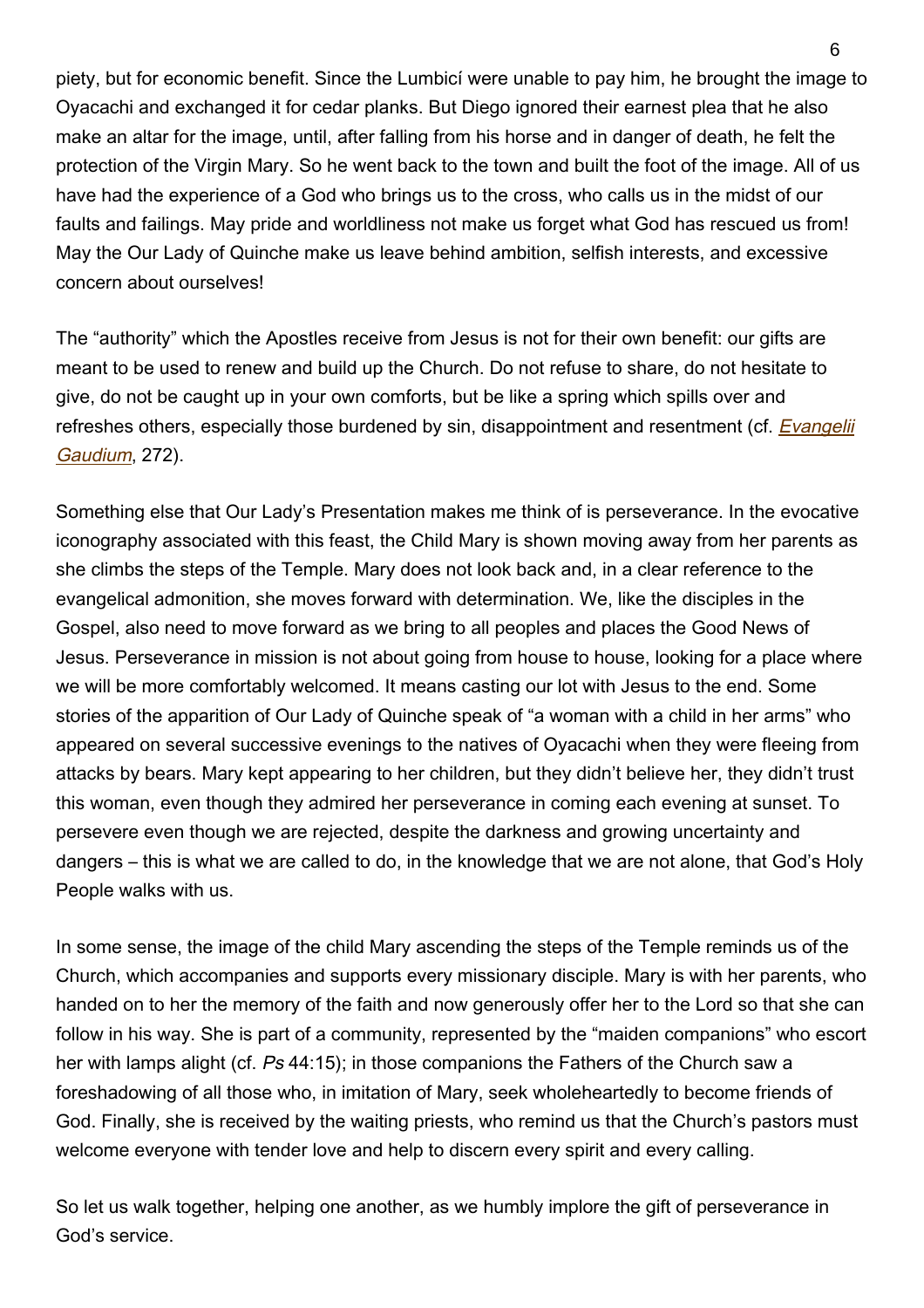piety, but for economic benefit. Since the Lumbicí were unable to pay him, he brought the image to Oyacachi and exchanged it for cedar planks. But Diego ignored their earnest plea that he also make an altar for the image, until, after falling from his horse and in danger of death, he felt the protection of the Virgin Mary. So he went back to the town and built the foot of the image. All of us have had the experience of a God who brings us to the cross, who calls us in the midst of our faults and failings. May pride and worldliness not make us forget what God has rescued us from! May the Our Lady of Quinche make us leave behind ambition, selfish interests, and excessive concern about ourselves!

The "authority" which the Apostles receive from Jesus is not for their own benefit: our gifts are meant to be used to renew and build up the Church. Do not refuse to share, do not hesitate to give, do not be caught up in your own comforts, but be like a spring which spills over and refreshes others, especially those burdened by sin, disappointment and resentment (cf. *Evangelii Gaudium*, 272).

Something else that Our Lady's Presentation makes me think of is perseverance. In the evocative iconography associated with this feast, the Child Mary is shown moving away from her parents as she climbs the steps of the Temple. Mary does not look back and, in a clear reference to the evangelical admonition, she moves forward with determination. We, like the disciples in the Gospel, also need to move forward as we bring to all peoples and places the Good News of Jesus. Perseverance in mission is not about going from house to house, looking for a place where we will be more comfortably welcomed. It means casting our lot with Jesus to the end. Some stories of the apparition of Our Lady of Quinche speak of "a woman with a child in her arms" who appeared on several successive evenings to the natives of Oyacachi when they were fleeing from attacks by bears. Mary kept appearing to her children, but they didn't believe her, they didn't trust this woman, even though they admired her perseverance in coming each evening at sunset. To persevere even though we are rejected, despite the darkness and growing uncertainty and dangers – this is what we are called to do, in the knowledge that we are not alone, that God's Holy People walks with us.

In some sense, the image of the child Mary ascending the steps of the Temple reminds us of the Church, which accompanies and supports every missionary disciple. Mary is with her parents, who handed on to her the memory of the faith and now generously offer her to the Lord so that she can follow in his way. She is part of a community, represented by the "maiden companions" who escort her with lamps alight (cf. *Ps* 44:15); in those companions the Fathers of the Church saw a foreshadowing of all those who, in imitation of Mary, seek wholeheartedly to become friends of God. Finally, she is received by the waiting priests, who remind us that the Church's pastors must welcome everyone with tender love and help to discern every spirit and every calling.

So let us walk together, helping one another, as we humbly implore the gift of perseverance in God's service.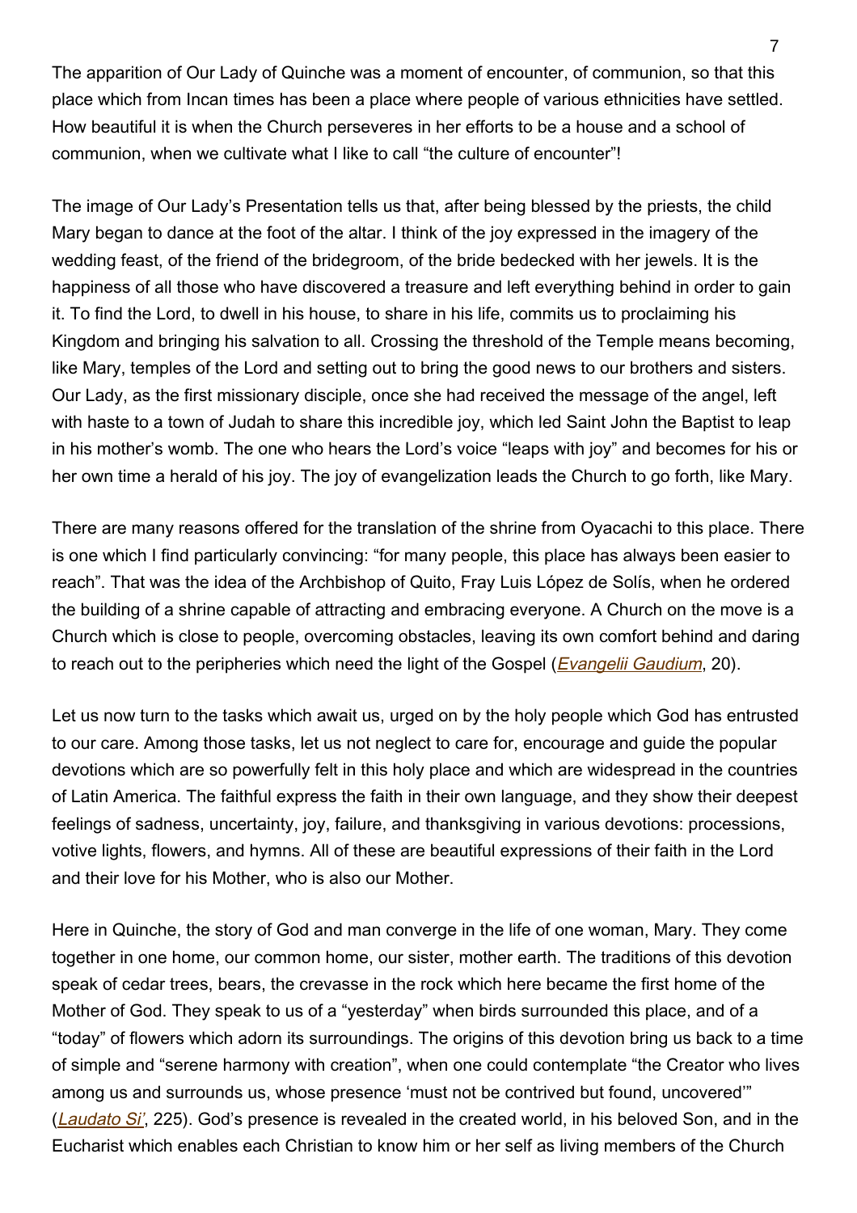The apparition of Our Lady of Quinche was a moment of encounter, of communion, so that this place which from Incan times has been a place where people of various ethnicities have settled. How beautiful it is when the Church perseveres in her efforts to be a house and a school of communion, when we cultivate what I like to call "the culture of encounter"!

The image of Our Lady's Presentation tells us that, after being blessed by the priests, the child Mary began to dance at the foot of the altar. I think of the joy expressed in the imagery of the wedding feast, of the friend of the bridegroom, of the bride bedecked with her jewels. It is the happiness of all those who have discovered a treasure and left everything behind in order to gain it. To find the Lord, to dwell in his house, to share in his life, commits us to proclaiming his Kingdom and bringing his salvation to all. Crossing the threshold of the Temple means becoming, like Mary, temples of the Lord and setting out to bring the good news to our brothers and sisters. Our Lady, as the first missionary disciple, once she had received the message of the angel, left with haste to a town of Judah to share this incredible joy, which led Saint John the Baptist to leap in his mother's womb. The one who hears the Lord's voice "leaps with joy" and becomes for his or her own time a herald of his joy. The joy of evangelization leads the Church to go forth, like Mary.

There are many reasons offered for the translation of the shrine from Oyacachi to this place. There is one which I find particularly convincing: "for many people, this place has always been easier to reach". That was the idea of the Archbishop of Quito, Fray Luis López de Solís, when he ordered the building of a shrine capable of attracting and embracing everyone. A Church on the move is a Church which is close to people, overcoming obstacles, leaving its own comfort behind and daring to reach out to the peripheries which need the light of the Gospel (*Evangelii Gaudium*, 20).

Let us now turn to the tasks which await us, urged on by the holy people which God has entrusted to our care. Among those tasks, let us not neglect to care for, encourage and guide the popular devotions which are so powerfully felt in this holy place and which are widespread in the countries of Latin America. The faithful express the faith in their own language, and they show their deepest feelings of sadness, uncertainty, joy, failure, and thanksgiving in various devotions: processions, votive lights, flowers, and hymns. All of these are beautiful expressions of their faith in the Lord and their love for his Mother, who is also our Mother.

Here in Quinche, the story of God and man converge in the life of one woman, Mary. They come together in one home, our common home, our sister, mother earth. The traditions of this devotion speak of cedar trees, bears, the crevasse in the rock which here became the first home of the Mother of God. They speak to us of a "yesterday" when birds surrounded this place, and of a "today" of flowers which adorn its surroundings. The origins of this devotion bring us back to a time of simple and "serene harmony with creation", when one could contemplate "the Creator who lives among us and surrounds us, whose presence 'must not be contrived but found, uncovered'" (*Laudato Si'*, 225). God's presence is revealed in the created world, in his beloved Son, and in the Eucharist which enables each Christian to know him or her self as living members of the Church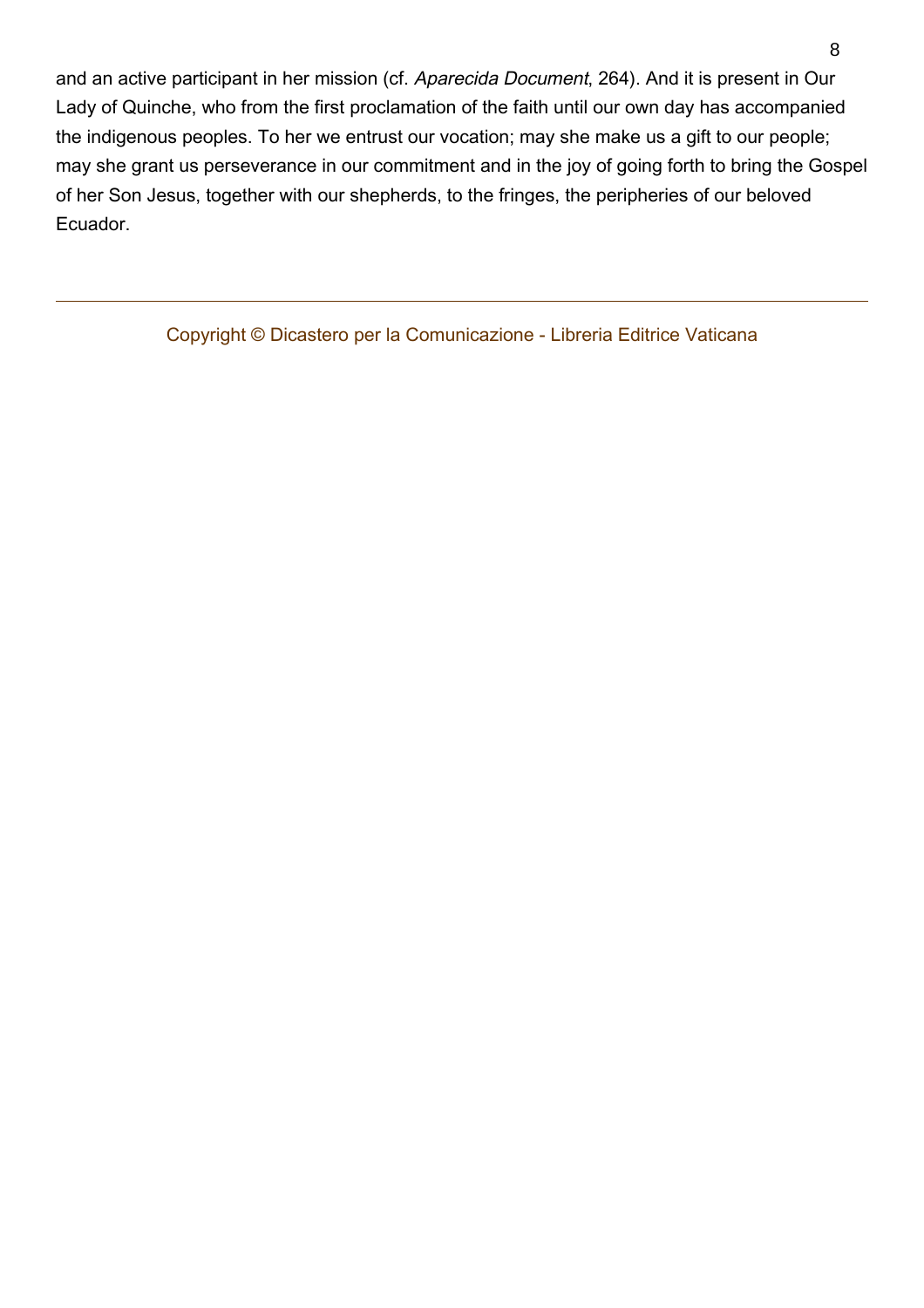and an active participant in her mission (cf. *Aparecida Document*, 264). And it is present in Our Lady of Quinche, who from the first proclamation of the faith until our own day has accompanied the indigenous peoples. To her we entrust our vocation; may she make us a gift to our people; may she grant us perseverance in our commitment and in the joy of going forth to bring the Gospel of her Son Jesus, together with our shepherds, to the fringes, the peripheries of our beloved Ecuador.

---

Copyright © Dicastero per la Comunicazione - Libreria Editrice Vaticana